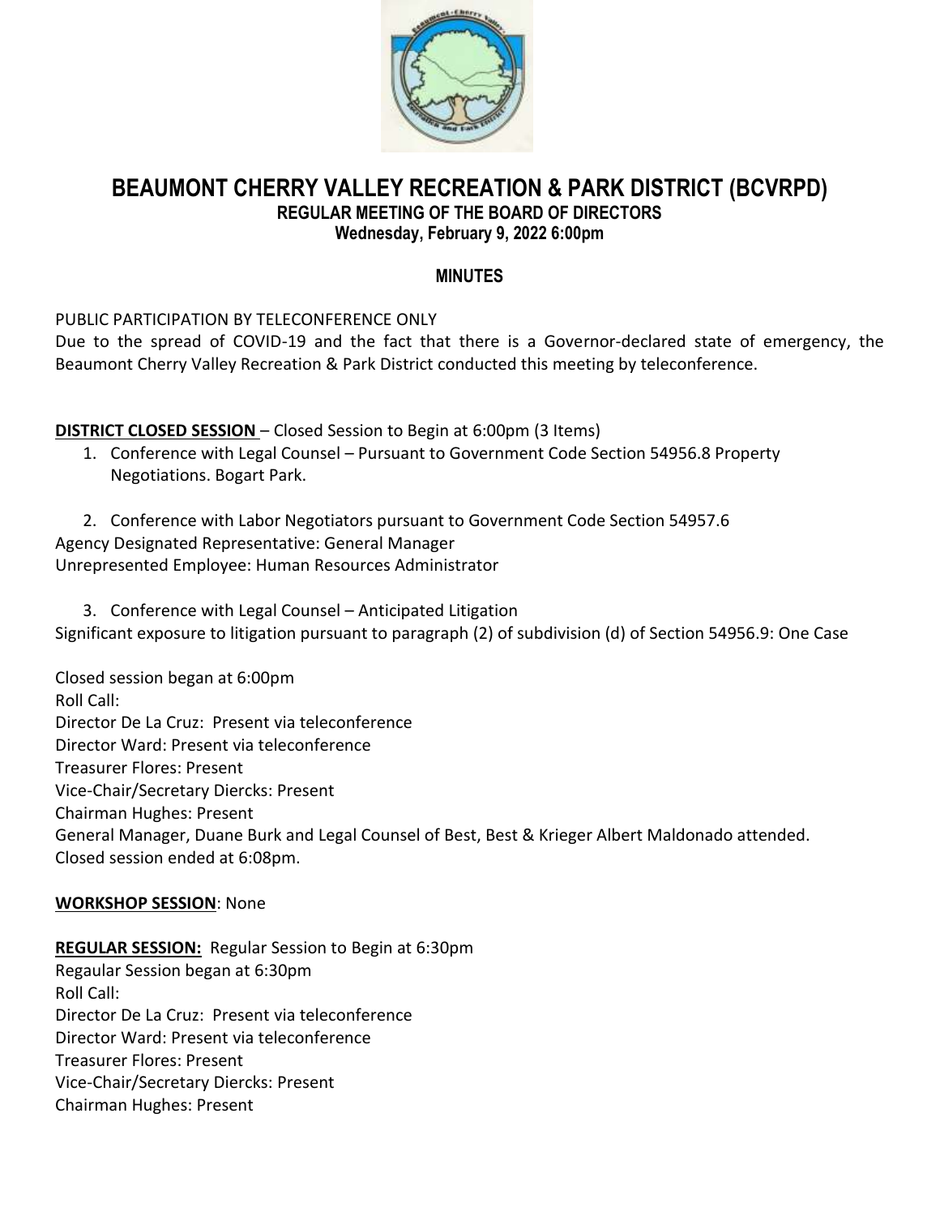# BEAUMONT CHERRY VALLEY RECREATION & PARK DISTRICT (BCVRPD)

### REGULAR MEETING OF THE BOARD OF DIRECTORS

### Wednesday, February 9, 2022 6:00pm

## MINUTES

PUBLIC PARTICIPATION BY TELECONFERENCE ONLY

Due to the spread of COVID-19 and the fact that there is a Governor-declared state of emergency, the Beaumont Cherry Valley Recreation & Park District conducted this meeting by teleconference.

**DISTRICT CLOSED SESSION** – Closed Session to Begin at 6:00pm (3 Items)

1. Conference with Legal Counsel – Pursuant to Government Code Section 54956.8 Property Negotiations. Bogart Park.

2. Conference with Labor Negotiators pursuant to Government Code Section 54957.6

Agency Designated Representative: General Manager

Unrepresented Employee: Human Resources Administrator

3. Conference with Legal Counsel – Anticipated Litigation

Significant exposure to litigation pursuant to paragraph (2) of subdivision (d) of Section 54956.9: One Case

Closed session began at 6:00pm

Roll Call:

Director De La Cruz: Present via teleconference

Director Ward: Present via teleconference

Treasurer Flores: Present

Vice-Chair/Secretary Diercks: Present

Chairman Hughes: Present

General Manager, Duane Burk and Legal Counsel of Best, Best & Krieger Albert Maldonado attended.

Closed session ended at 6:08pm.

**WORKSHOP SESSION**: None

**REGULAR SESSION:** Regular Session to Begin at 6:30pm

Regaular Session began at 6:30pm

Roll Call:

Director De La Cruz: Present via teleconference

Director Ward: Present via teleconference

Treasurer Flores: Present

Vice-Chair/Secretary Diercks: Present

Chairman Hughes: Present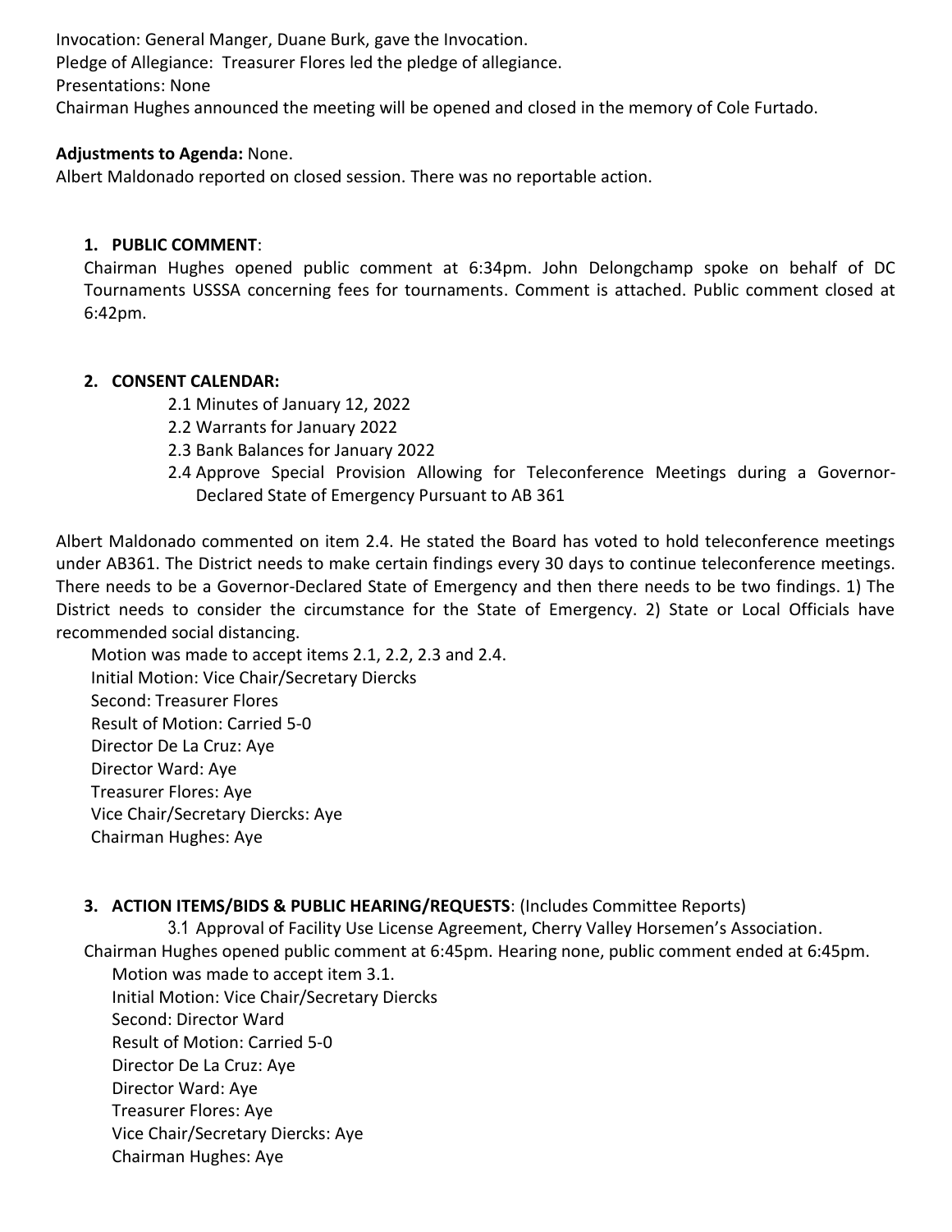Invocation: General Manger, Duane Burk, gave the Invocation.
Pledge of Allegiance: Treasurer Flores led the pledge of allegiance.
Presentations: None
Chairman Hughes announced the meeting will be opened and closed in the memory of Cole Furtado.

**Adjustments to Agenda:** None.
Albert Maldonado reported on closed session. There was no reportable action.

1. **PUBLIC COMMENT**:
Chairman Hughes opened public comment at 6:34pm. John Delongchamp spoke on behalf of DC Tournaments USSSA concerning fees for tournaments. Comment is attached. Public comment closed at 6:42pm.

2. **CONSENT CALENDAR:**
   - 2.1 Minutes of January 12, 2022
   - 2.2 Warrants for January 2022
   - 2.3 Bank Balances for January 2022
   - 2.4 Approve Special Provision Allowing for Teleconference Meetings during a Governor-Declared State of Emergency Pursuant to AB 361

Albert Maldonado commented on item 2.4. He stated the Board has voted to hold teleconference meetings under AB361. The District needs to make certain findings every 30 days to continue teleconference meetings. There needs to be a Governor-Declared State of Emergency and then there needs to be two findings. 1) The District needs to consider the circumstance for the State of Emergency. 2) State or Local Officials have recommended social distancing.

Motion was made to accept items 2.1, 2.2, 2.3 and 2.4.
Initial Motion: Vice Chair/Secretary Diercks
Second: Treasurer Flores
Result of Motion: Carried 5-0
Director De La Cruz: Aye
Director Ward: Aye
Treasurer Flores: Aye
Vice Chair/Secretary Diercks: Aye
Chairman Hughes: Aye

3. **ACTION ITEMS/BIDS & PUBLIC HEARING/REQUESTS**: (Includes Committee Reports)
   - 3.1 Approval of Facility Use License Agreement, Cherry Valley Horsemen's Association.

Chairman Hughes opened public comment at 6:45pm. Hearing none, public comment ended at 6:45pm.
Motion was made to accept item 3.1.
Initial Motion: Vice Chair/Secretary Diercks
Second: Director Ward
Result of Motion: Carried 5-0
Director De La Cruz: Aye
Director Ward: Aye
Treasurer Flores: Aye
Vice Chair/Secretary Diercks: Aye
Chairman Hughes: Aye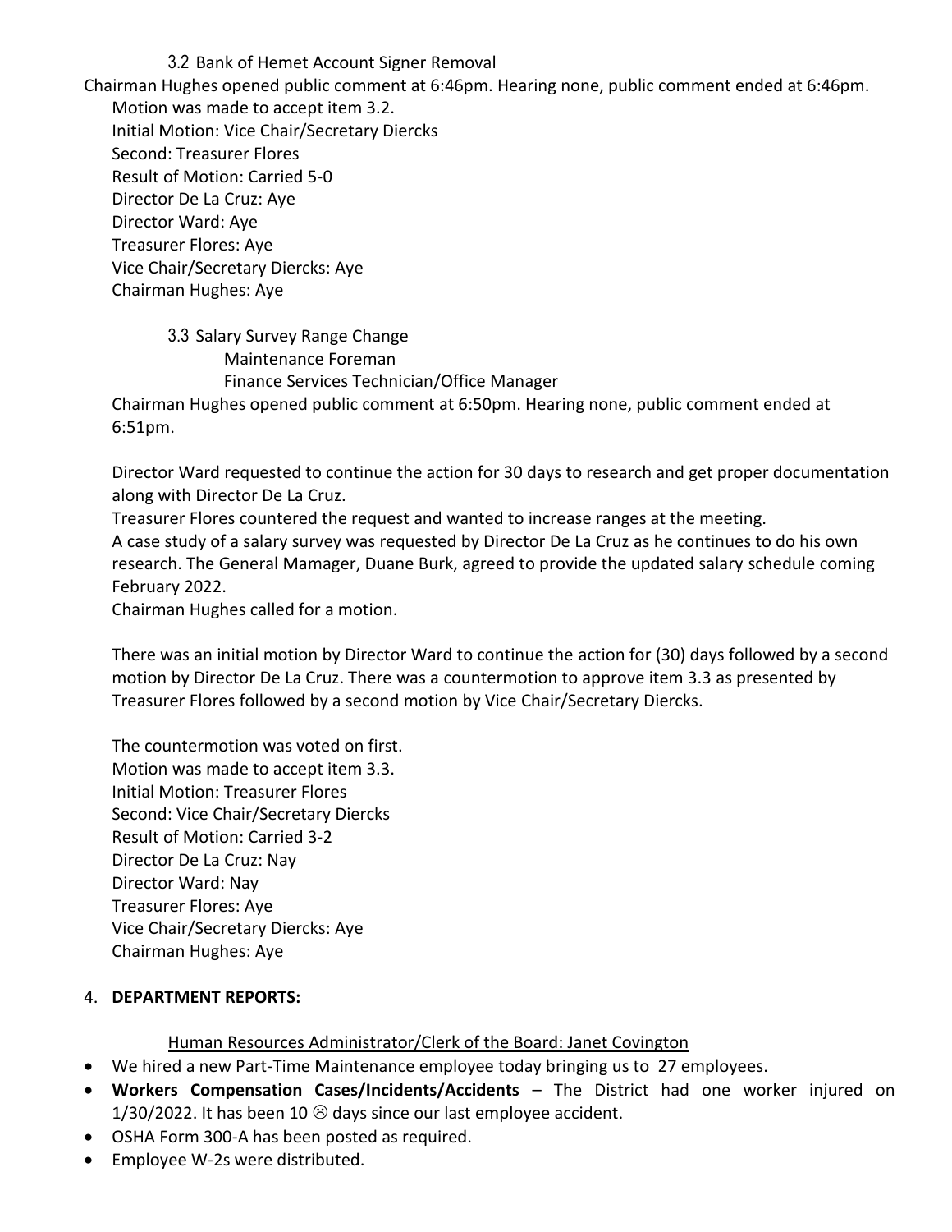3.2 Bank of Hemet Account Signer Removal

Chairman Hughes opened public comment at 6:46pm. Hearing none, public comment ended at 6:46pm.

Motion was made to accept item 3.2.
Initial Motion: Vice Chair/Secretary Diercks
Second: Treasurer Flores
Result of Motion: Carried 5-0
Director De La Cruz: Aye
Director Ward: Aye
Treasurer Flores: Aye
Vice Chair/Secretary Diercks: Aye
Chairman Hughes: Aye

3.3 Salary Survey Range Change
Maintenance Foreman
Finance Services Technician/Office Manager

Chairman Hughes opened public comment at 6:50pm. Hearing none, public comment ended at 6:51pm.

Director Ward requested to continue the action for 30 days to research and get proper documentation along with Director De La Cruz.
Treasurer Flores countered the request and wanted to increase ranges at the meeting.
A case study of a salary survey was requested by Director De La Cruz as he continues to do his own research. The General Mamager, Duane Burk, agreed to provide the updated salary schedule coming February 2022.
Chairman Hughes called for a motion.

There was an initial motion by Director Ward to continue the action for (30) days followed by a second motion by Director De La Cruz. There was a countermotion to approve item 3.3 as presented by Treasurer Flores followed by a second motion by Vice Chair/Secretary Diercks.

The countermotion was voted on first.
Motion was made to accept item 3.3.
Initial Motion: Treasurer Flores
Second: Vice Chair/Secretary Diercks
Result of Motion: Carried 3-2
Director De La Cruz: Nay
Director Ward: Nay
Treasurer Flores: Aye
Vice Chair/Secretary Diercks: Aye
Chairman Hughes: Aye

4. **DEPARTMENT REPORTS:**

Human Resources Administrator/Clerk of the Board: Janet Covington

- We hired a new Part-Time Maintenance employee today bringing us to 27 employees.
- **Workers Compensation Cases/Incidents/Accidents** – The District had one worker injured on 1/30/2022. It has been 10 ☹ days since our last employee accident.
- OSHA Form 300-A has been posted as required.
- Employee W-2s were distributed.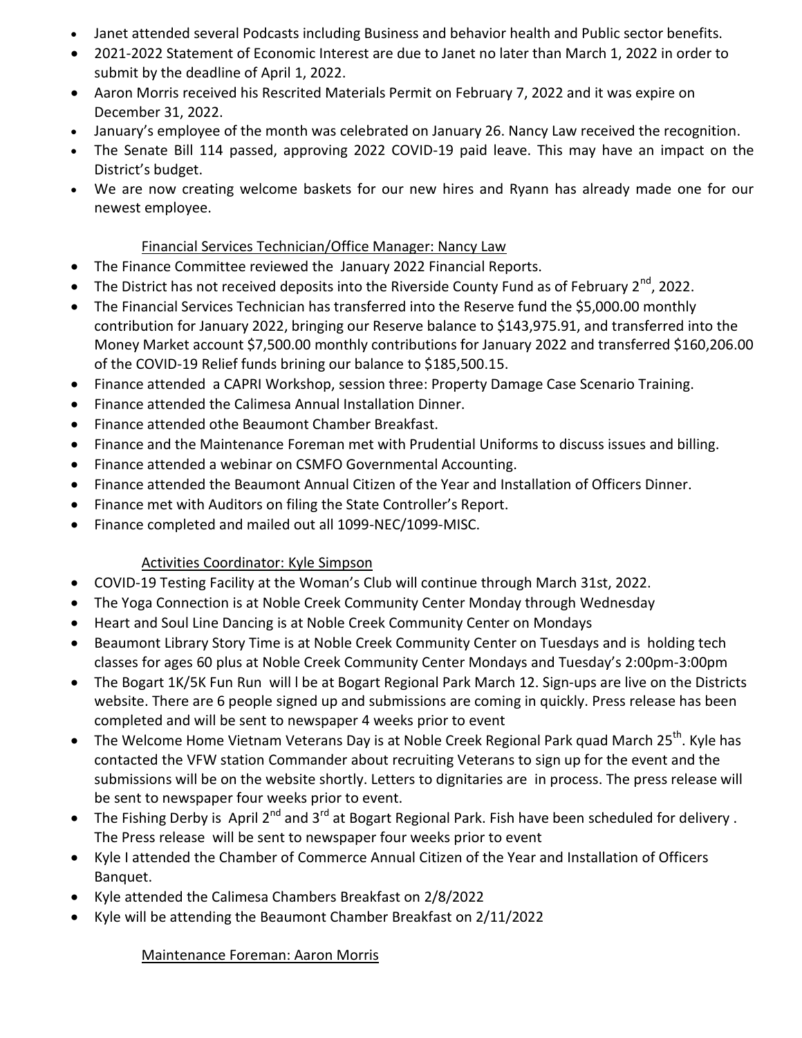- Janet attended several Podcasts including Business and behavior health and Public sector benefits.
- 2021-2022 Statement of Economic Interest are due to Janet no later than March 1, 2022 in order to submit by the deadline of April 1, 2022.
- Aaron Morris received his Rescrited Materials Permit on February 7, 2022 and it was expire on December 31, 2022.
- January's employee of the month was celebrated on January 26. Nancy Law received the recognition.
- The Senate Bill 114 passed, approving 2022 COVID-19 paid leave. This may have an impact on the District's budget.
- We are now creating welcome baskets for our new hires and Ryann has already made one for our newest employee.

Financial Services Technician/Office Manager: Nancy Law

- The Finance Committee reviewed the January 2022 Financial Reports.
- The District has not received deposits into the Riverside County Fund as of February 2nd, 2022.
- The Financial Services Technician has transferred into the Reserve fund the $5,000.00 monthly contribution for January 2022, bringing our Reserve balance to $143,975.91, and transferred into the Money Market account $7,500.00 monthly contributions for January 2022 and transferred $160,206.00 of the COVID-19 Relief funds brining our balance to $185,500.15.
- Finance attended a CAPRI Workshop, session three: Property Damage Case Scenario Training.
- Finance attended the Calimesa Annual Installation Dinner.
- Finance attended othe Beaumont Chamber Breakfast.
- Finance and the Maintenance Foreman met with Prudential Uniforms to discuss issues and billing.
- Finance attended a webinar on CSMFO Governmental Accounting.
- Finance attended the Beaumont Annual Citizen of the Year and Installation of Officers Dinner.
- Finance met with Auditors on filing the State Controller's Report.
- Finance completed and mailed out all 1099-NEC/1099-MISC.

Activities Coordinator: Kyle Simpson

- COVID-19 Testing Facility at the Woman's Club will continue through March 31st, 2022.
- The Yoga Connection is at Noble Creek Community Center Monday through Wednesday
- Heart and Soul Line Dancing is at Noble Creek Community Center on Mondays
- Beaumont Library Story Time is at Noble Creek Community Center on Tuesdays and is holding tech classes for ages 60 plus at Noble Creek Community Center Mondays and Tuesday's 2:00pm-3:00pm
- The Bogart 1K/5K Fun Run will l be at Bogart Regional Park March 12. Sign-ups are live on the Districts website. There are 6 people signed up and submissions are coming in quickly. Press release has been completed and will be sent to newspaper 4 weeks prior to event
- The Welcome Home Vietnam Veterans Day is at Noble Creek Regional Park quad March 25th. Kyle has contacted the VFW station Commander about recruiting Veterans to sign up for the event and the submissions will be on the website shortly. Letters to dignitaries are in process. The press release will be sent to newspaper four weeks prior to event.
- The Fishing Derby is April 2nd and 3rd at Bogart Regional Park. Fish have been scheduled for delivery . The Press release will be sent to newspaper four weeks prior to event
- Kyle I attended the Chamber of Commerce Annual Citizen of the Year and Installation of Officers Banquet.
- Kyle attended the Calimesa Chambers Breakfast on 2/8/2022
- Kyle will be attending the Beaumont Chamber Breakfast on 2/11/2022

Maintenance Foreman: Aaron Morris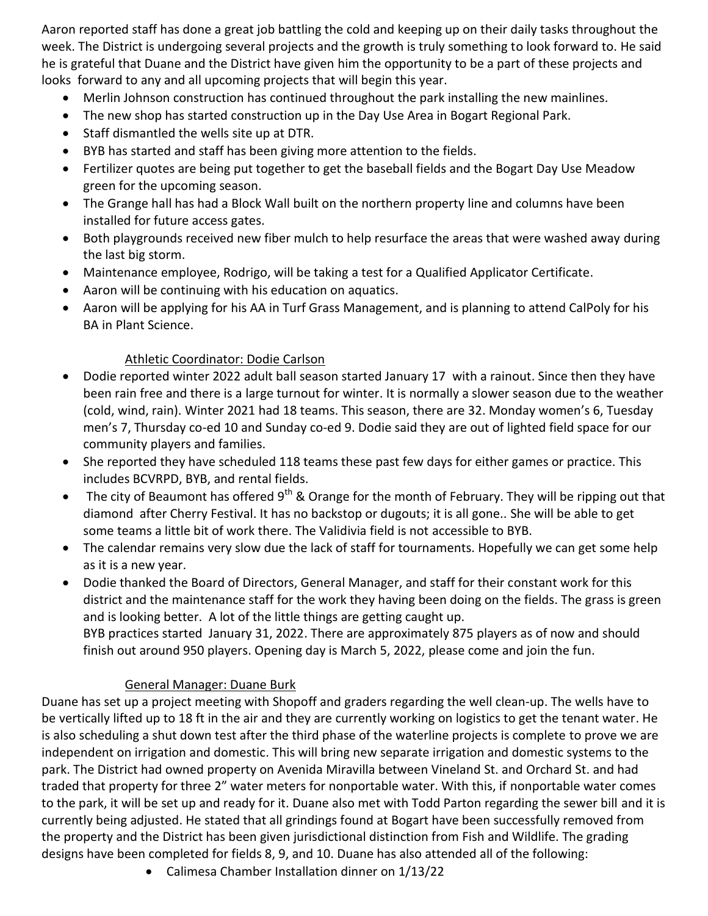Aaron reported staff has done a great job battling the cold and keeping up on their daily tasks throughout the week. The District is undergoing several projects and the growth is truly something to look forward to. He said he is grateful that Duane and the District have given him the opportunity to be a part of these projects and looks forward to any and all upcoming projects that will begin this year.

- Merlin Johnson construction has continued throughout the park installing the new mainlines.
- The new shop has started construction up in the Day Use Area in Bogart Regional Park.
- Staff dismantled the wells site up at DTR.
- BYB has started and staff has been giving more attention to the fields.
- Fertilizer quotes are being put together to get the baseball fields and the Bogart Day Use Meadow green for the upcoming season.
- The Grange hall has had a Block Wall built on the northern property line and columns have been installed for future access gates.
- Both playgrounds received new fiber mulch to help resurface the areas that were washed away during the last big storm.
- Maintenance employee, Rodrigo, will be taking a test for a Qualified Applicator Certificate.
- Aaron will be continuing with his education on aquatics.
- Aaron will be applying for his AA in Turf Grass Management, and is planning to attend CalPoly for his BA in Plant Science.

Athletic Coordinator: Dodie Carlson

- Dodie reported winter 2022 adult ball season started January 17 with a rainout. Since then they have been rain free and there is a large turnout for winter. It is normally a slower season due to the weather (cold, wind, rain). Winter 2021 had 18 teams. This season, there are 32. Monday women's 6, Tuesday men's 7, Thursday co-ed 10 and Sunday co-ed 9. Dodie said they are out of lighted field space for our community players and families.
- She reported they have scheduled 118 teams these past few days for either games or practice. This includes BCVRPD, BYB, and rental fields.
- The city of Beaumont has offered 9th & Orange for the month of February. They will be ripping out that diamond after Cherry Festival. It has no backstop or dugouts; it is all gone.. She will be able to get some teams a little bit of work there. The Validivia field is not accessible to BYB.
- The calendar remains very slow due the lack of staff for tournaments. Hopefully we can get some help as it is a new year.
- Dodie thanked the Board of Directors, General Manager, and staff for their constant work for this district and the maintenance staff for the work they having been doing on the fields. The grass is green and is looking better. A lot of the little things are getting caught up.
  BYB practices started January 31, 2022. There are approximately 875 players as of now and should finish out around 950 players. Opening day is March 5, 2022, please come and join the fun.

General Manager: Duane Burk

Duane has set up a project meeting with Shopoff and graders regarding the well clean-up. The wells have to be vertically lifted up to 18 ft in the air and they are currently working on logistics to get the tenant water. He is also scheduling a shut down test after the third phase of the waterline projects is complete to prove we are independent on irrigation and domestic. This will bring new separate irrigation and domestic systems to the park. The District had owned property on Avenida Miravilla between Vineland St. and Orchard St. and had traded that property for three 2" water meters for nonportable water. With this, if nonportable water comes to the park, it will be set up and ready for it. Duane also met with Todd Parton regarding the sewer bill and it is currently being adjusted. He stated that all grindings found at Bogart have been successfully removed from the property and the District has been given jurisdictional distinction from Fish and Wildlife. The grading designs have been completed for fields 8, 9, and 10. Duane has also attended all of the following:

- Calimesa Chamber Installation dinner on 1/13/22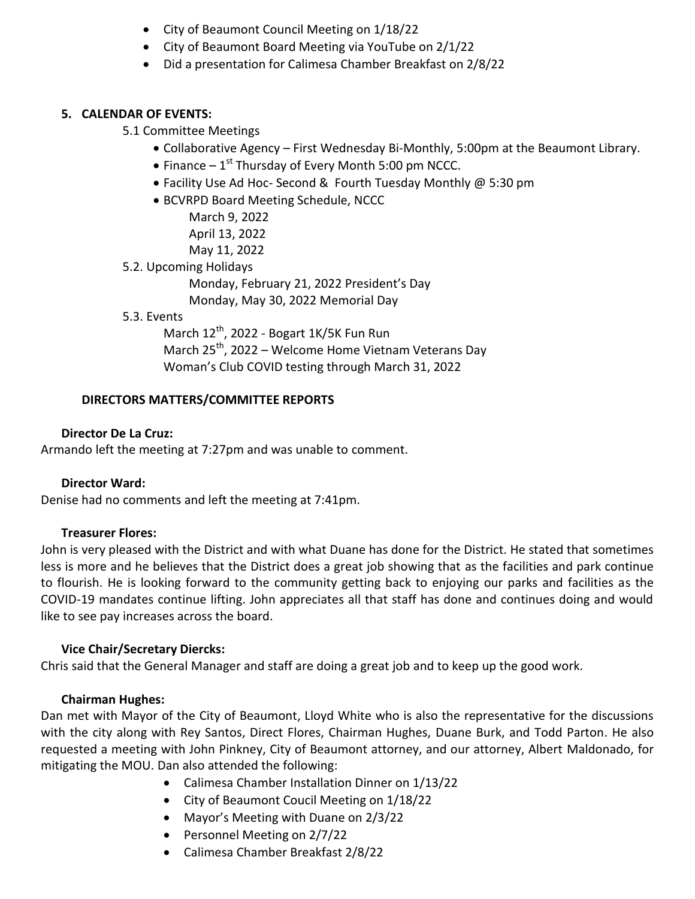- City of Beaumont Council Meeting on 1/18/22
- City of Beaumont Board Meeting via YouTube on 2/1/22
- Did a presentation for Calimesa Chamber Breakfast on 2/8/22

## 5. CALENDAR OF EVENTS:

5.1 Committee Meetings

- Collaborative Agency – First Wednesday Bi-Monthly, 5:00pm at the Beaumont Library.
- Finance – 1st Thursday of Every Month 5:00 pm NCCC.
- Facility Use Ad Hoc- Second & Fourth Tuesday Monthly @ 5:30 pm
- BCVRPD Board Meeting Schedule, NCCC

  March 9, 2022

  April 13, 2022

  May 11, 2022

5.2. Upcoming Holidays

Monday, February 21, 2022 President's Day

Monday, May 30, 2022 Memorial Day

5.3. Events

March 12th, 2022 - Bogart 1K/5K Fun Run

March 25th, 2022 – Welcome Home Vietnam Veterans Day

Woman's Club COVID testing through March 31, 2022

## DIRECTORS MATTERS/COMMITTEE REPORTS

**Director De La Cruz:**

Armando left the meeting at 7:27pm and was unable to comment.

**Director Ward:**

Denise had no comments and left the meeting at 7:41pm.

**Treasurer Flores:**

John is very pleased with the District and with what Duane has done for the District. He stated that sometimes less is more and he believes that the District does a great job showing that as the facilities and park continue to flourish. He is looking forward to the community getting back to enjoying our parks and facilities as the COVID-19 mandates continue lifting. John appreciates all that staff has done and continues doing and would like to see pay increases across the board.

**Vice Chair/Secretary Diercks:**

Chris said that the General Manager and staff are doing a great job and to keep up the good work.

**Chairman Hughes:**

Dan met with Mayor of the City of Beaumont, Lloyd White who is also the representative for the discussions with the city along with Rey Santos, Direct Flores, Chairman Hughes, Duane Burk, and Todd Parton. He also requested a meeting with John Pinkney, City of Beaumont attorney, and our attorney, Albert Maldonado, for mitigating the MOU. Dan also attended the following:

- Calimesa Chamber Installation Dinner on 1/13/22
- City of Beaumont Coucil Meeting on 1/18/22
- Mayor's Meeting with Duane on 2/3/22
- Personnel Meeting on 2/7/22
- Calimesa Chamber Breakfast 2/8/22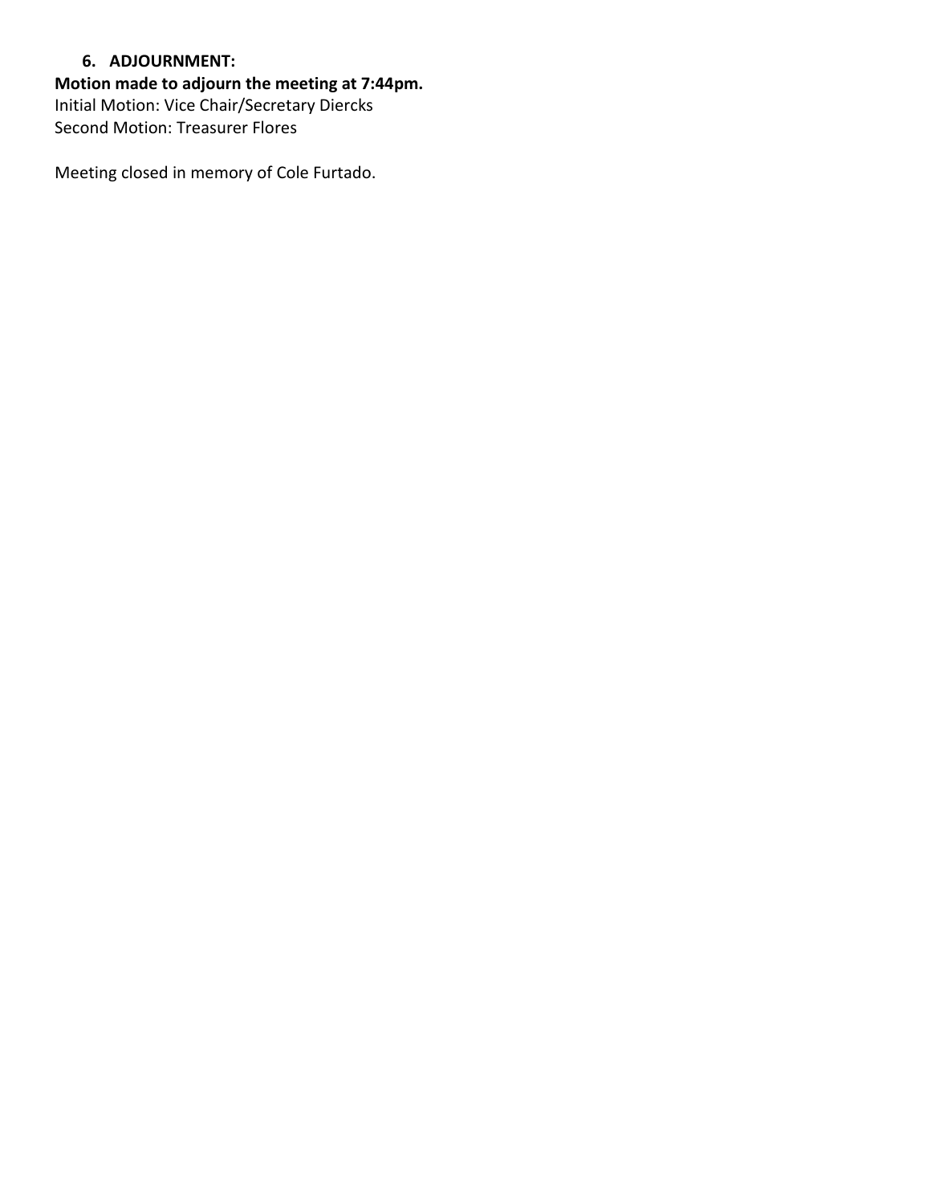6. **ADJOURNMENT:**

**Motion made to adjourn the meeting at 7:44pm.**
Initial Motion: Vice Chair/Secretary Diercks
Second Motion: Treasurer Flores

Meeting closed in memory of Cole Furtado.